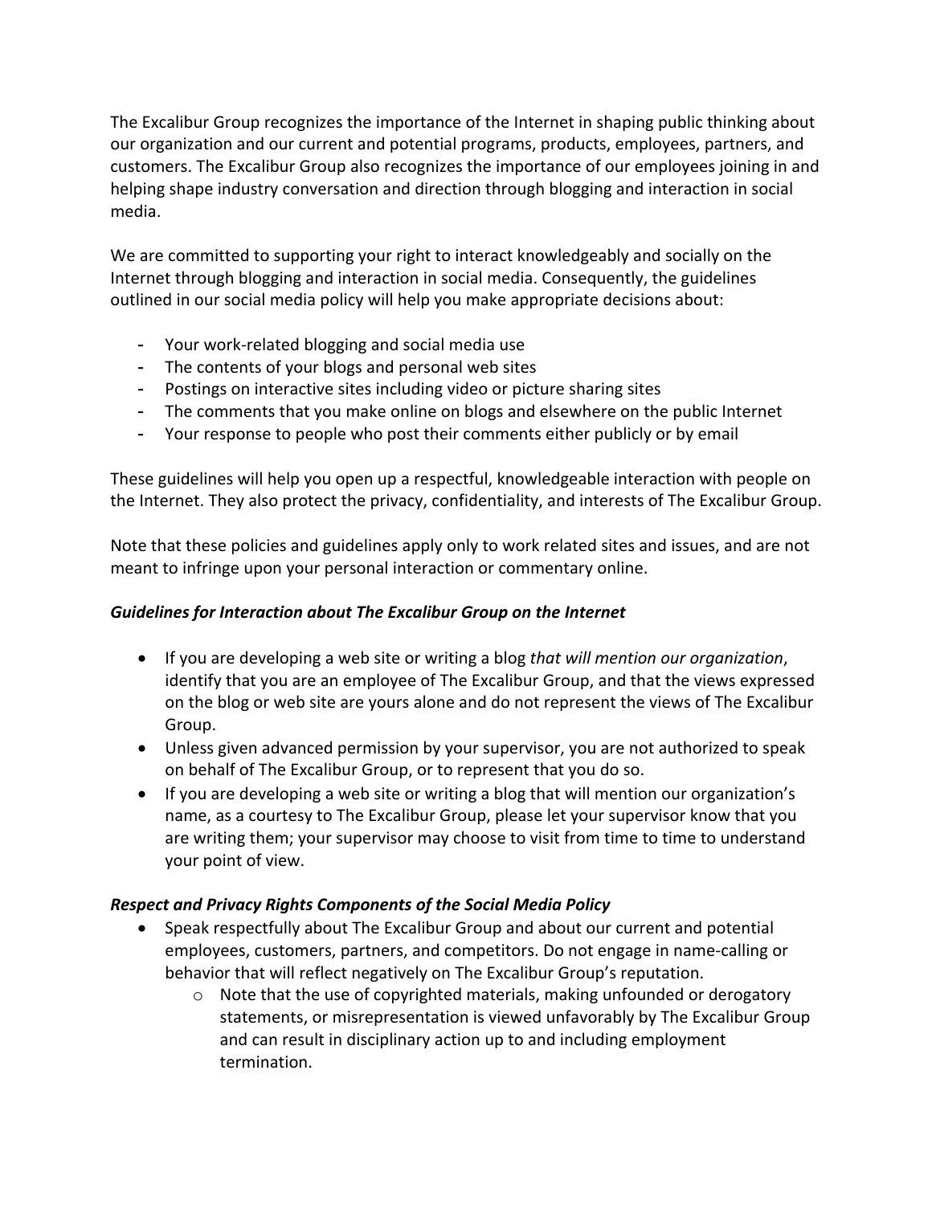The Excalibur Group recognizes the importance of the Internet in shaping public thinking about our organization and our current and potential programs, products, employees, partners, and customers. The Excalibur Group also recognizes the importance of our employees joining in and helping shape industry conversation and direction through blogging and interaction in social media.

We are committed to supporting your right to interact knowledgeably and socially on the Internet through blogging and interaction in social media. Consequently, the guidelines outlined in our social media policy will help you make appropriate decisions about:

- Your work-related blogging and social media use
- The contents of your blogs and personal web sites
- Postings on interactive sites including video or picture sharing sites
- The comments that you make online on blogs and elsewhere on the public Internet
- Your response to people who post their comments either publicly or by email

These guidelines will help you open up a respectful, knowledgeable interaction with people on the Internet. They also protect the privacy, confidentiality, and interests of The Excalibur Group.

Note that these policies and guidelines apply only to work related sites and issues, and are not meant to infringe upon your personal interaction or commentary online.

### *Guidelines for Interaction about The Excalibur Group on the Internet*

- If you are developing a web site or writing a blog *that will mention our organization*, identify that you are an employee of The Excalibur Group, and that the views expressed on the blog or web site are yours alone and do not represent the views of The Excalibur Group.
- Unless given advanced permission by your supervisor, you are not authorized to speak on behalf of The Excalibur Group, or to represent that you do so.
- If you are developing a web site or writing a blog that will mention our organization's name, as a courtesy to The Excalibur Group, please let your supervisor know that you are writing them; your supervisor may choose to visit from time to time to understand your point of view.

### *Respect and Privacy Rights Components of the Social Media Policy*

- Speak respectfully about The Excalibur Group and about our current and potential employees, customers, partners, and competitors. Do not engage in name-calling or behavior that will reflect negatively on The Excalibur Group's reputation.
    - Note that the use of copyrighted materials, making unfounded or derogatory statements, or misrepresentation is viewed unfavorably by The Excalibur Group and can result in disciplinary action up to and including employment termination.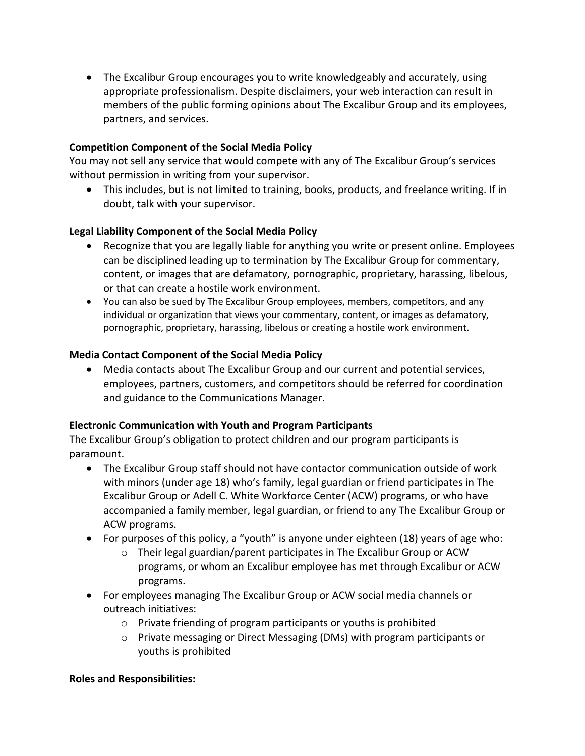- The Excalibur Group encourages you to write knowledgeably and accurately, using appropriate professionalism. Despite disclaimers, your web interaction can result in members of the public forming opinions about The Excalibur Group and its employees, partners, and services.

**Competition Component of the Social Media Policy**

You may not sell any service that would compete with any of The Excalibur Group's services without permission in writing from your supervisor.

- This includes, but is not limited to training, books, products, and freelance writing. If in doubt, talk with your supervisor.

**Legal Liability Component of the Social Media Policy**

- Recognize that you are legally liable for anything you write or present online. Employees can be disciplined leading up to termination by The Excalibur Group for commentary, content, or images that are defamatory, pornographic, proprietary, harassing, libelous, or that can create a hostile work environment.
- You can also be sued by The Excalibur Group employees, members, competitors, and any individual or organization that views your commentary, content, or images as defamatory, pornographic, proprietary, harassing, libelous or creating a hostile work environment.

**Media Contact Component of the Social Media Policy**

- Media contacts about The Excalibur Group and our current and potential services, employees, partners, customers, and competitors should be referred for coordination and guidance to the Communications Manager.

**Electronic Communication with Youth and Program Participants**

The Excalibur Group's obligation to protect children and our program participants is paramount.

- The Excalibur Group staff should not have contactor communication outside of work with minors (under age 18) who's family, legal guardian or friend participates in The Excalibur Group or Adell C. White Workforce Center (ACW) programs, or who have accompanied a family member, legal guardian, or friend to any The Excalibur Group or ACW programs.
- For purposes of this policy, a "youth" is anyone under eighteen (18) years of age who:
  - Their legal guardian/parent participates in The Excalibur Group or ACW programs, or whom an Excalibur employee has met through Excalibur or ACW programs.
- For employees managing The Excalibur Group or ACW social media channels or outreach initiatives:
  - Private friending of program participants or youths is prohibited
  - Private messaging or Direct Messaging (DMs) with program participants or youths is prohibited

**Roles and Responsibilities:**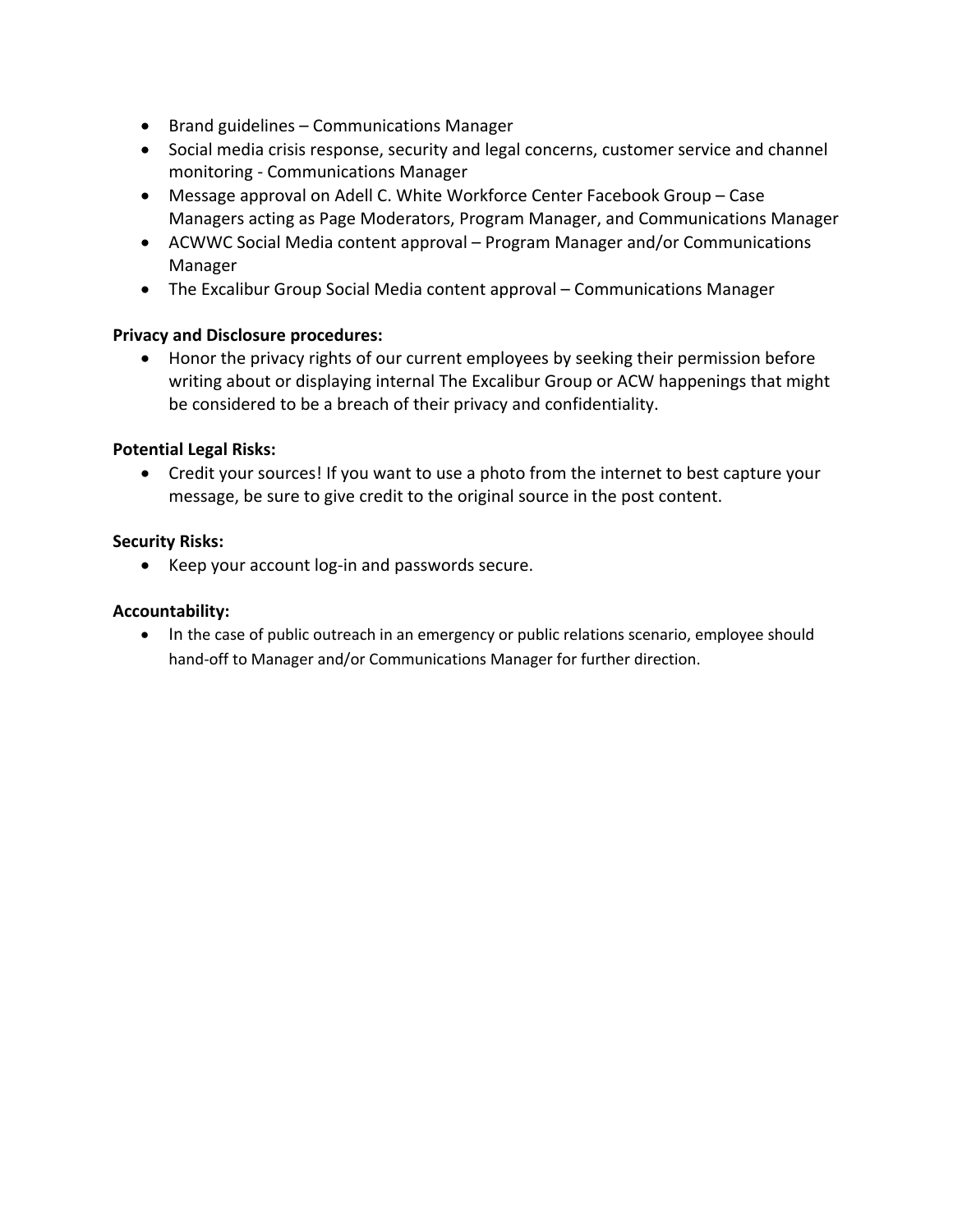- Brand guidelines – Communications Manager
- Social media crisis response, security and legal concerns, customer service and channel monitoring - Communications Manager
- Message approval on Adell C. White Workforce Center Facebook Group – Case Managers acting as Page Moderators, Program Manager, and Communications Manager
- ACWWC Social Media content approval – Program Manager and/or Communications Manager
- The Excalibur Group Social Media content approval – Communications Manager

**Privacy and Disclosure procedures:**

- Honor the privacy rights of our current employees by seeking their permission before writing about or displaying internal The Excalibur Group or ACW happenings that might be considered to be a breach of their privacy and confidentiality.

**Potential Legal Risks:**

- Credit your sources! If you want to use a photo from the internet to best capture your message, be sure to give credit to the original source in the post content.

**Security Risks:**

- Keep your account log-in and passwords secure.

**Accountability:**

- In the case of public outreach in an emergency or public relations scenario, employee should hand-off to Manager and/or Communications Manager for further direction.